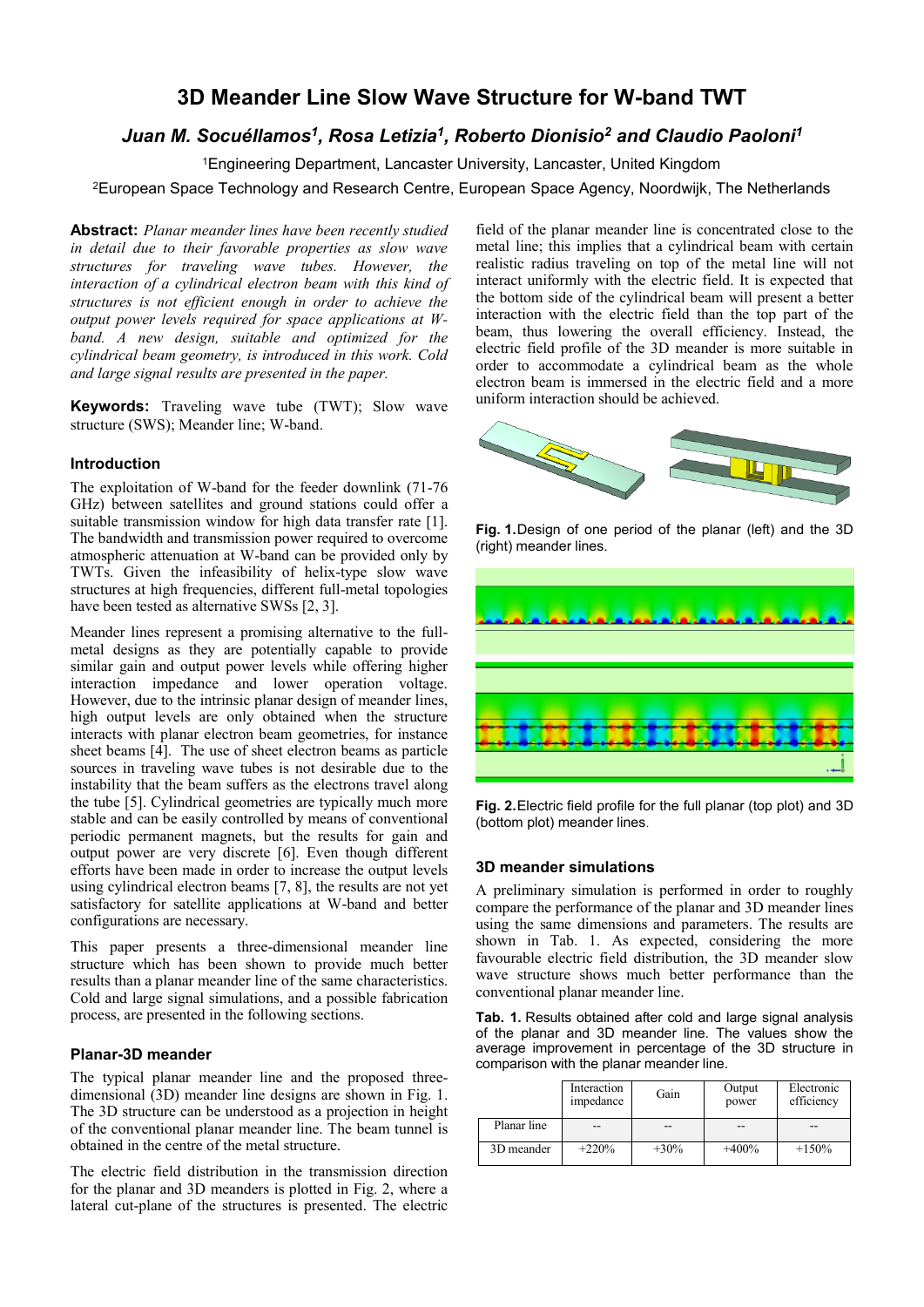# 3D Meander Line Slow Wave Structure for W-band TWT

***Juan M. Socuéllamos[1], Rosa Letizia[1], Roberto Dionisio[2] and Claudio Paoloni[1]***

[1]Engineering Department, Lancaster University, Lancaster, United Kingdom

[2]European Space Technology and Research Centre, European Space Agency, Noordwijk, The Netherlands

**Abstract:** *Planar meander lines have been recently studied in detail due to their favorable properties as slow wave structures for traveling wave tubes. However, the interaction of a cylindrical electron beam with this kind of structures is not efficient enough in order to achieve the output power levels required for space applications at W-band. A new design, suitable and optimized for the cylindrical beam geometry, is introduced in this work. Cold and large signal results are presented in the paper.*

**Keywords:** Traveling wave tube (TWT); Slow wave structure (SWS); Meander line; W-band.

### Introduction

The exploitation of W-band for the feeder downlink (71-76 GHz) between satellites and ground stations could offer a suitable transmission window for high data transfer rate [1]. The bandwidth and transmission power required to overcome atmospheric attenuation at W-band can be provided only by TWTs. Given the infeasibility of helix-type slow wave structures at high frequencies, different full-metal topologies have been tested as alternative SWSs [2, 3].

Meander lines represent a promising alternative to the full-metal designs as they are potentially capable to provide similar gain and output power levels while offering higher interaction impedance and lower operation voltage. However, due to the intrinsic planar design of meander lines, high output levels are only obtained when the structure interacts with planar electron beam geometries, for instance sheet beams [4]. The use of sheet electron beams as particle sources in traveling wave tubes is not desirable due to the instability that the beam suffers as the electrons travel along the tube [5]. Cylindrical geometries are typically much more stable and can be easily controlled by means of conventional periodic permanent magnets, but the results for gain and output power are very discrete [6]. Even though different efforts have been made in order to increase the output levels using cylindrical electron beams [7, 8], the results are not yet satisfactory for satellite applications at W-band and better configurations are necessary.

This paper presents a three-dimensional meander line structure which has been shown to provide much better results than a planar meander line of the same characteristics. Cold and large signal simulations, and a possible fabrication process, are presented in the following sections.

### Planar-3D meander

The typical planar meander line and the proposed three-dimensional (3D) meander line designs are shown in Fig. 1. The 3D structure can be understood as a projection in height of the conventional planar meander line. The beam tunnel is obtained in the centre of the metal structure.

The electric field distribution in the transmission direction for the planar and 3D meanders is plotted in Fig. 2, where a lateral cut-plane of the structures is presented. The electric field of the planar meander line is concentrated close to the metal line; this implies that a cylindrical beam with certain realistic radius traveling on top of the metal line will not interact uniformly with the electric field. It is expected that the bottom side of the cylindrical beam will present a better interaction with the electric field than the top part of the beam, thus lowering the overall efficiency. Instead, the electric field profile of the 3D meander is more suitable in order to accommodate a cylindrical beam as the whole electron beam is immersed in the electric field and a more uniform interaction should be achieved.

**Fig. 1.** Design of one period of the planar (left) and the 3D (right) meander lines.

**Fig. 2.** Electric field profile for the full planar (top plot) and 3D (bottom plot) meander lines.

### 3D meander simulations

A preliminary simulation is performed in order to roughly compare the performance of the planar and 3D meander lines using the same dimensions and parameters. The results are shown in Tab. 1. As expected, considering the more favourable electric field distribution, the 3D meander slow wave structure shows much better performance than the conventional planar meander line.

**Tab. 1.** Results obtained after cold and large signal analysis of the planar and 3D meander line. The values show the average improvement in percentage of the 3D structure in comparison with the planar meander line.

| | Interaction impedance | Gain | Output power | Electronic efficiency |
|---|---|---|---|---|
| Planar line | -- | -- | -- | -- |
| 3D meander | +220% | +30% | +400% | +150% |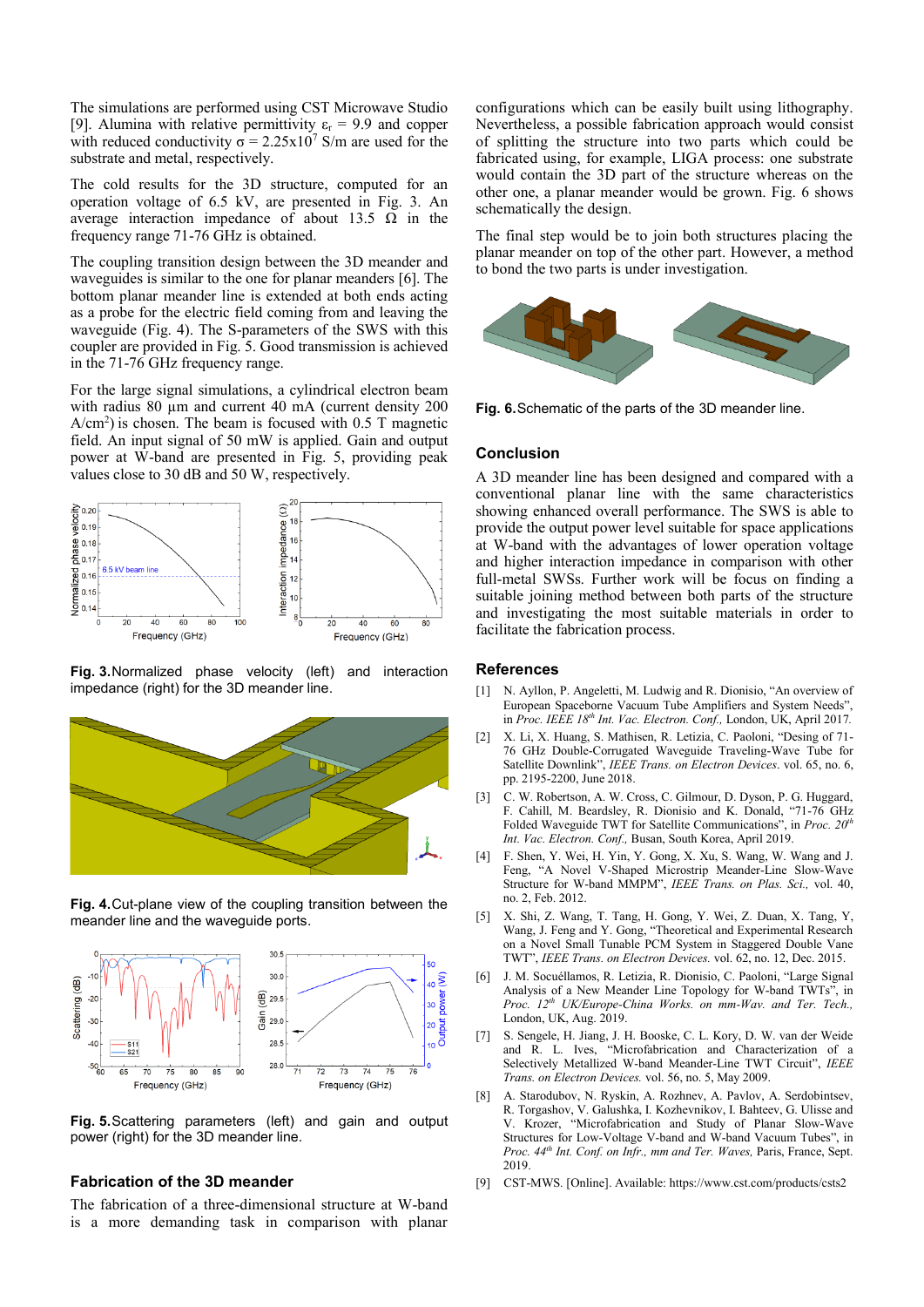The simulations are performed using CST Microwave Studio [9]. Alumina with relative permittivity $\varepsilon_r$ = 9.9 and copper with reduced conductivity $\sigma = 2.25 \times 10^7$ S/m are used for the substrate and metal, respectively.

The cold results for the 3D structure, computed for an operation voltage of 6.5 kV, are presented in Fig. 3. An average interaction impedance of about 13.5 Ω in the frequency range 71-76 GHz is obtained.

The coupling transition design between the 3D meander and waveguides is similar to the one for planar meanders [6]. The bottom planar meander line is extended at both ends acting as a probe for the electric field coming from and leaving the waveguide (Fig. 4). The S-parameters of the SWS with this coupler are provided in Fig. 5. Good transmission is achieved in the 71-76 GHz frequency range.

For the large signal simulations, a cylindrical electron beam with radius 80 µm and current 40 mA (current density 200 A/cm$^2$) is chosen. The beam is focused with 0.5 T magnetic field. An input signal of 50 mW is applied. Gain and output power at W-band are presented in Fig. 5, providing peak values close to 30 dB and 50 W, respectively.

Normalized phase velocity
0.20
0.19
0.18
0.17
0.16
0.15
0.14
6.5 kV beam line
0 20 40 60 80 100
Frequency (GHz)

Interaction impedance (Ω)
20
18
16
14
12
10
8
0 20 40 60 80
Frequency (GHz)

**Fig. 3.** Normalized phase velocity (left) and interaction impedance (right) for the 3D meander line.

**Fig. 4.** Cut-plane view of the coupling transition between the meander line and the waveguide ports.

Scattering (dB)
0
-10
-20
-30
-40
-50
S11
S21
60 65 70 75 80 85 90
Frequency (GHz)

Gain (dB)
30.5
30.0
29.5
29.0
28.5
28.0
Output power (W)
50
40
30
20
10
0
71 72 73 74 75 76
Frequency (GHz)

**Fig. 5.** Scattering parameters (left) and gain and output power (right) for the 3D meander line.

## Fabrication of the 3D meander

The fabrication of a three-dimensional structure at W-band is a more demanding task in comparison with planar configurations which can be easily built using lithography. Nevertheless, a possible fabrication approach would consist of splitting the structure into two parts which could be fabricated using, for example, LIGA process: one substrate would contain the 3D part of the structure whereas on the other one, a planar meander would be grown. Fig. 6 shows schematically the design.

The final step would be to join both structures placing the planar meander on top of the other part. However, a method to bond the two parts is under investigation.

**Fig. 6.** Schematic of the parts of the 3D meander line.

## Conclusion

A 3D meander line has been designed and compared with a conventional planar line with the same characteristics showing enhanced overall performance. The SWS is able to provide the output power level suitable for space applications at W-band with the advantages of lower operation voltage and higher interaction impedance in comparison with other full-metal SWSs. Further work will be focus on finding a suitable joining method between both parts of the structure and investigating the most suitable materials in order to facilitate the fabrication process.

## References

[1] N. Ayllon, P. Angeletti, M. Ludwig and R. Dionisio, "An overview of European Spaceborne Vacuum Tube Amplifiers and System Needs", in *Proc. IEEE 18th Int. Vac. Electron. Conf.,* London, UK, April 2017.

[2] X. Li, X. Huang, S. Mathisen, R. Letizia, C. Paoloni, "Desing of 71-76 GHz Double-Corrugated Waveguide Traveling-Wave Tube for Satellite Downlink", *IEEE Trans. on Electron Devices*. vol. 65, no. 6, pp. 2195-2200, June 2018.

[3] C. W. Robertson, A. W. Cross, C. Gilmour, D. Dyson, P. G. Huggard, F. Cahill, M. Beardsley, R. Dionisio and K. Donald, "71-76 GHz Folded Waveguide TWT for Satellite Communications", in *Proc. 20th Int. Vac. Electron. Conf.,* Busan, South Korea, April 2019.

[4] F. Shen, Y. Wei, H. Yin, Y. Gong, X. Xu, S. Wang, W. Wang and J. Feng, "A Novel V-Shaped Microstrip Meander-Line Slow-Wave Structure for W-band MMPM", *IEEE Trans. on Plas. Sci.,* vol. 40, no. 2, Feb. 2012.

[5] X. Shi, Z. Wang, T. Tang, H. Gong, Y. Wei, Z. Duan, X. Tang, Y, Wang, J. Feng and Y. Gong, "Theoretical and Experimental Research on a Novel Small Tunable PCM System in Staggered Double Vane TWT", *IEEE Trans. on Electron Devices.* vol. 62, no. 12, Dec. 2015.

[6] J. M. Socuéllamos, R. Letizia, R. Dionisio, C. Paoloni, "Large Signal Analysis of a New Meander Line Topology for W-band TWTs", in *Proc. 12th UK/Europe-China Works. on mm-Wav. and Ter. Tech.,* London, UK, Aug. 2019.

[7] S. Sengele, H. Jiang, J. H. Booske, C. L. Kory, D. W. van der Weide and R. L. Ives, "Microfabrication and Characterization of a Selectively Metallized W-band Meander-Line TWT Circuit", *IEEE Trans. on Electron Devices.* vol. 56, no. 5, May 2009.

[8] A. Starodubov, N. Ryskin, A. Rozhnev, A. Pavlov, A. Serdobintsev, R. Torgashov, V. Galushka, I. Kozhevnikov, I. Bahteev, G. Ulisse and V. Krozer, "Microfabrication and Study of Planar Slow-Wave Structures for Low-Voltage V-band and W-band Vacuum Tubes", in *Proc. 44th Int. Conf. on Infr., mm and Ter. Waves,* Paris, France, Sept. 2019.

[9] CST-MWS. [Online]. Available: https://www.cst.com/products/csts2